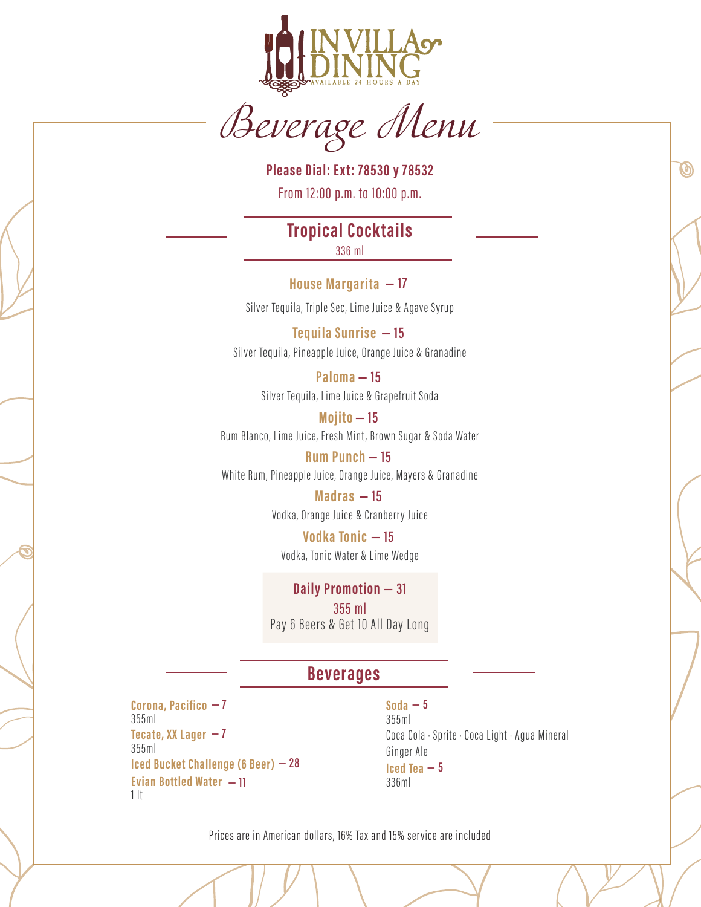# IN VILLA DINING

AVAILABLE 24 HOURS A DAY

## Beverage Menu

**Please Dial: Ext: 78530 y 78532**

From 12:00 p.m. to 10:00 p.m.

## Tropical Cocktails

336 ml

**House Margarita – 17**

Silver Tequila, Triple Sec, Lime Juice & Agave Syrup

**Tequila Sunrise – 15**

Silver Tequila, Pineapple Juice, Orange Juice & Granadine

**Paloma – 15**

Silver Tequila, Lime Juice & Grapefruit Soda

**Mojito – 15**

Rum Blanco, Lime Juice, Fresh Mint, Brown Sugar & Soda Water

**Rum Punch – 15**

White Rum, Pineapple Juice, Orange Juice, Mayers & Granadine

**Madras – 15**

Vodka, Orange Juice & Cranberry Juice

**Vodka Tonic – 15**

Vodka, Tonic Water & Lime Wedge

**Daily Promotion – 31**

355 ml

Pay 6 Beers & Get 10 All Day Long

## Beverages

**Corona, Pacifico – 7**
355ml

**Tecate, XX Lager – 7**
355ml

**Iced Bucket Challenge (6 Beer) – 28**

**Evian Bottled Water – 11**
1 lt

**Soda – 5**
355ml
Coca Cola · Sprite · Coca Light · Agua Mineral
Ginger Ale

**Iced Tea – 5**
336ml

Prices are in American dollars, 16% Tax and 15% service are included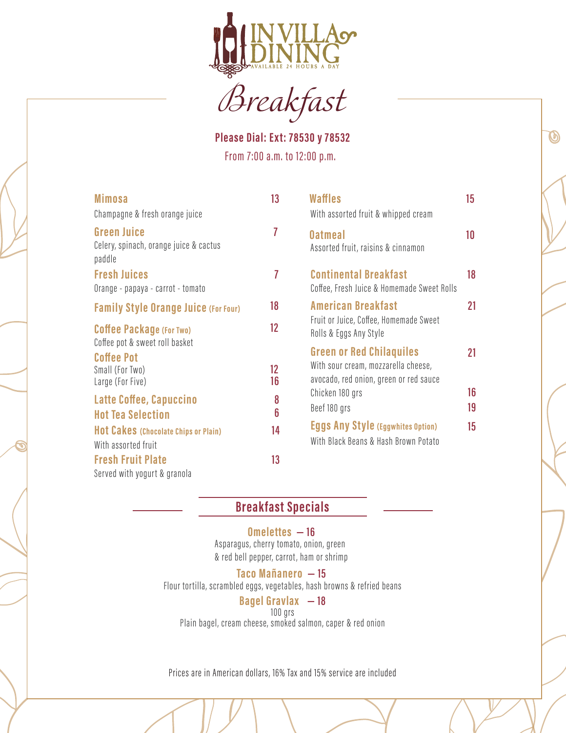# IN VILLA DINING

AVAILABLE 24 HOURS A DAY

## Breakfast

**Please Dial: Ext: 78530 y 78532**

From 7:00 a.m. to 12:00 p.m.

**Mimosa** — 13
Champagne & fresh orange juice

**Green Juice** — 7
Celery, spinach, orange juice & cactus paddle

**Fresh Juices** — 7
Orange - papaya - carrot - tomato

**Family Style Orange Juice (For Four)** — 18

**Coffee Package (For Two)** — 12
Coffee pot & sweet roll basket

**Coffee Pot**
Small (For Two) — 12
Large (For Five) — 16

**Latte Coffee, Capuccino** — 8

**Hot Tea Selection** — 6

**Hot Cakes (Chocolate Chips or Plain)** — 14
With assorted fruit

**Fresh Fruit Plate** — 13
Served with yogurt & granola

**Waffles** — 15
With assorted fruit & whipped cream

**Oatmeal** — 10
Assorted fruit, raisins & cinnamon

**Continental Breakfast** — 18
Coffee, Fresh Juice & Homemade Sweet Rolls

**American Breakfast** — 21
Fruit or Juice, Coffee, Homemade Sweet Rolls & Eggs Any Style

**Green or Red Chilaquiles** — 21
With sour cream, mozzarella cheese, avocado, red onion, green or red sauce
Chicken 180 grs — 16
Beef 180 grs — 19

**Eggs Any Style (Eggwhites Option)** — 15
With Black Beans & Hash Brown Potato

## Breakfast Specials

**Omelettes — 16**
Asparagus, cherry tomato, onion, green & red bell pepper, carrot, ham or shrimp

**Taco Mañanero — 15**
Flour tortilla, scrambled eggs, vegetables, hash browns & refried beans

**Bagel Gravlax — 18**
100 grs
Plain bagel, cream cheese, smoked salmon, caper & red onion

Prices are in American dollars, 16% Tax and 15% service are included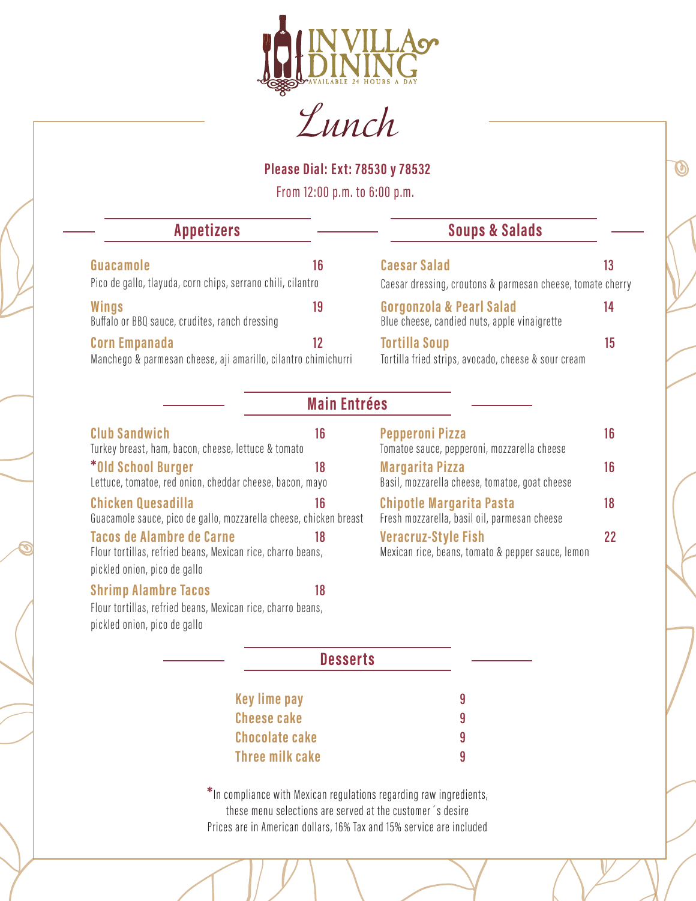# IN VILLA DINING

AVAILABLE 24 HOURS A DAY

## *Lunch*

**Please Dial: Ext: 78530 y 78532**

From 12:00 p.m. to 6:00 p.m.

### Appetizers

**Guacamole** 16
Pico de gallo, tlayuda, corn chips, serrano chili, cilantro

**Wings** 19
Buffalo or BBQ sauce, crudites, ranch dressing

**Corn Empanada** 12
Manchego & parmesan cheese, aji amarillo, cilantro chimichurri

### Soups & Salads

**Caesar Salad** 13
Caesar dressing, croutons & parmesan cheese, tomate cherry

**Gorgonzola & Pearl Salad** 14
Blue cheese, candied nuts, apple vinaigrette

**Tortilla Soup** 15
Tortilla fried strips, avocado, cheese & sour cream

### Main Entrées

**Club Sandwich** 16
Turkey breast, ham, bacon, cheese, lettuce & tomato

**\*Old School Burger** 18
Lettuce, tomatoe, red onion, cheddar cheese, bacon, mayo

**Chicken Quesadilla** 16
Guacamole sauce, pico de gallo, mozzarella cheese, chicken breast

**Tacos de Alambre de Carne** 18
Flour tortillas, refried beans, Mexican rice, charro beans, pickled onion, pico de gallo

**Shrimp Alambre Tacos** 18
Flour tortillas, refried beans, Mexican rice, charro beans, pickled onion, pico de gallo

**Pepperoni Pizza** 16
Tomatoe sauce, pepperoni, mozzarella cheese

**Margarita Pizza** 16
Basil, mozzarella cheese, tomatoe, goat cheese

**Chipotle Margarita Pasta** 18
Fresh mozzarella, basil oil, parmesan cheese

**Veracruz-Style Fish** 22
Mexican rice, beans, tomato & pepper sauce, lemon

### Desserts

**Key lime pay** 9

**Cheese cake** 9

**Chocolate cake** 9

**Three milk cake** 9

*In compliance with Mexican regulations regarding raw ingredients, these menu selections are served at the customer´s desire
Prices are in American dollars, 16% Tax and 15% service are included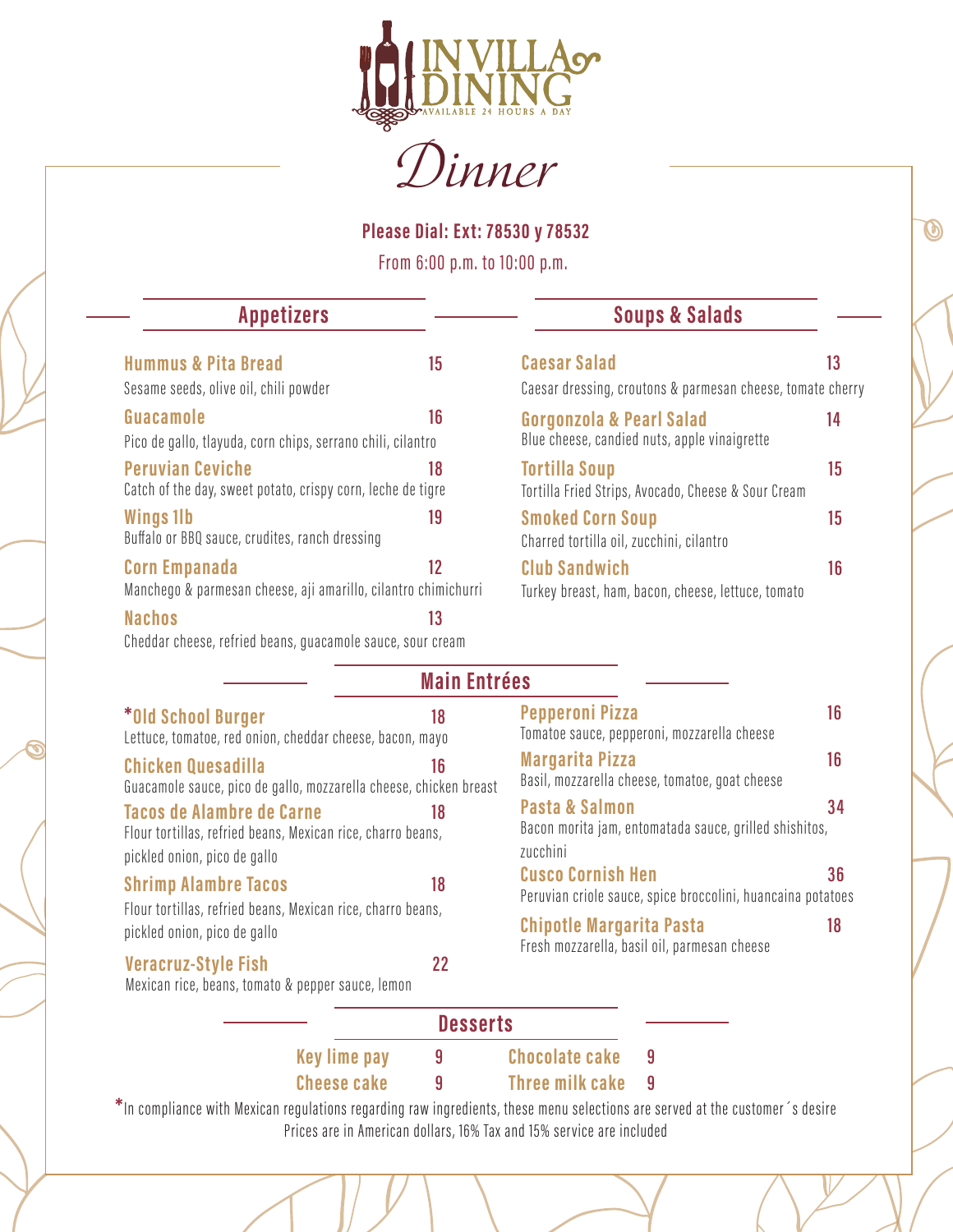# IN VILLA DINING

AVAILABLE 24 HOURS A DAY

## Dinner

**Please Dial: Ext: 78530 y 78532**

From 6:00 p.m. to 10:00 p.m.

### Appetizers

**Hummus & Pita Bread** 15
Sesame seeds, olive oil, chili powder

**Guacamole** 16
Pico de gallo, tlayuda, corn chips, serrano chili, cilantro

**Peruvian Ceviche** 18
Catch of the day, sweet potato, crispy corn, leche de tigre

**Wings 1lb** 19
Buffalo or BBQ sauce, crudites, ranch dressing

**Corn Empanada** 12
Manchego & parmesan cheese, aji amarillo, cilantro chimichurri

**Nachos** 13
Cheddar cheese, refried beans, guacamole sauce, sour cream

### Soups & Salads

**Caesar Salad** 13
Caesar dressing, croutons & parmesan cheese, tomate cherry

**Gorgonzola & Pearl Salad** 14
Blue cheese, candied nuts, apple vinaigrette

**Tortilla Soup** 15
Tortilla Fried Strips, Avocado, Cheese & Sour Cream

**Smoked Corn Soup** 15
Charred tortilla oil, zucchini, cilantro

**Club Sandwich** 16
Turkey breast, ham, bacon, cheese, lettuce, tomato

### Main Entrées

***Old School Burger** 18
Lettuce, tomatoe, red onion, cheddar cheese, bacon, mayo

**Chicken Quesadilla** 16
Guacamole sauce, pico de gallo, mozzarella cheese, chicken breast

**Tacos de Alambre de Carne** 18
Flour tortillas, refried beans, Mexican rice, charro beans, pickled onion, pico de gallo

**Shrimp Alambre Tacos** 18
Flour tortillas, refried beans, Mexican rice, charro beans, pickled onion, pico de gallo

**Veracruz-Style Fish** 22
Mexican rice, beans, tomato & pepper sauce, lemon

**Pepperoni Pizza** 16
Tomatoe sauce, pepperoni, mozzarella cheese

**Margarita Pizza** 16
Basil, mozzarella cheese, tomatoe, goat cheese

**Pasta & Salmon** 34
Bacon morita jam, entomatada sauce, grilled shishitos, zucchini

**Cusco Cornish Hen** 36
Peruvian criole sauce, spice broccolini, huancaina potatoes

**Chipotle Margarita Pasta** 18
Fresh mozzarella, basil oil, parmesan cheese

### Desserts

**Key lime pay** 9

**Cheese cake** 9

**Chocolate cake** 9

**Three milk cake** 9

*In compliance with Mexican regulations regarding raw ingredients, these menu selections are served at the customer´s desire

Prices are in American dollars, 16% Tax and 15% service are included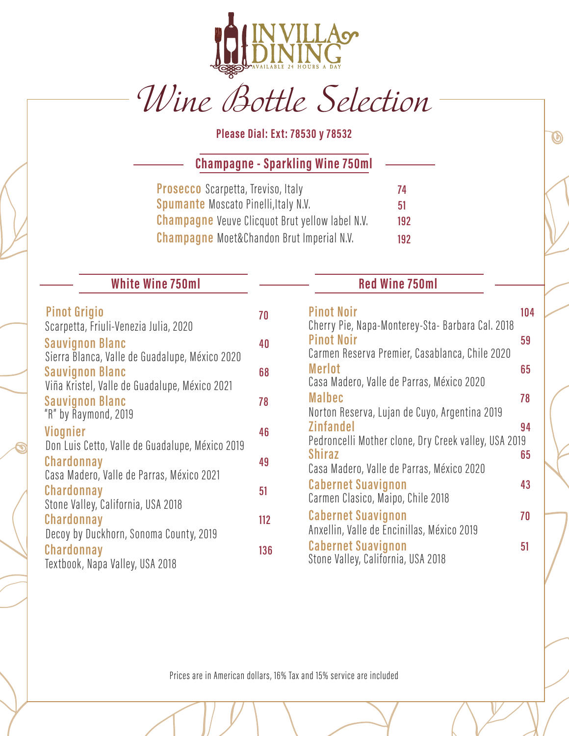# IN VILLA DINING

AVAILABLE 24 HOURS A DAY

# Wine Bottle Selection

**Please Dial: Ext: 78530 y 78532**

## Champagne - Sparkling Wine 750ml

| Wine | Price |
|---|---|
| **Prosecco** Scarpetta, Treviso, Italy | 74 |
| **Spumante** Moscato Pinelli,Italy N.V. | 51 |
| **Champagne** Veuve Clicquot Brut yellow label N.V. | 192 |
| **Champagne** Moet&Chandon Brut Imperial N.V. | 192 |

## White Wine 750ml

| Wine | Price |
|---|---|
| **Pinot Grigio** Scarpetta, Friuli-Venezia Julia, 2020 | 70 |
| **Sauvignon Blanc** Sierra Blanca, Valle de Guadalupe, México 2020 | 40 |
| **Sauvignon Blanc** Viña Kristel, Valle de Guadalupe, México 2021 | 68 |
| **Sauvignon Blanc** "R" by Raymond, 2019 | 78 |
| **Viognier** Don Luis Cetto, Valle de Guadalupe, México 2019 | 46 |
| **Chardonnay** Casa Madero, Valle de Parras, México 2021 | 49 |
| **Chardonnay** Stone Valley, California, USA 2018 | 51 |
| **Chardonnay** Decoy by Duckhorn, Sonoma County, 2019 | 112 |
| **Chardonnay** Textbook, Napa Valley, USA 2018 | 136 |

## Red Wine 750ml

| Wine | Price |
|---|---|
| **Pinot Noir** Cherry Pie, Napa-Monterey-Sta- Barbara Cal. 2018 | 104 |
| **Pinot Noir** Carmen Reserva Premier, Casablanca, Chile 2020 | 59 |
| **Merlot** Casa Madero, Valle de Parras, México 2020 | 65 |
| **Malbec** Norton Reserva, Lujan de Cuyo, Argentina 2019 | 78 |
| **Zinfandel** Pedroncelli Mother clone, Dry Creek valley, USA 2019 | 94 |
| **Shiraz** Casa Madero, Valle de Parras, México 2020 | 65 |
| **Cabernet Suavignon** Carmen Clasico, Maipo, Chile 2018 | 43 |
| **Cabernet Suavignon** Anxellin, Valle de Encinillas, México 2019 | 70 |
| **Cabernet Suavignon** Stone Valley, California, USA 2018 | 51 |

Prices are in American dollars, 16% Tax and 15% service are included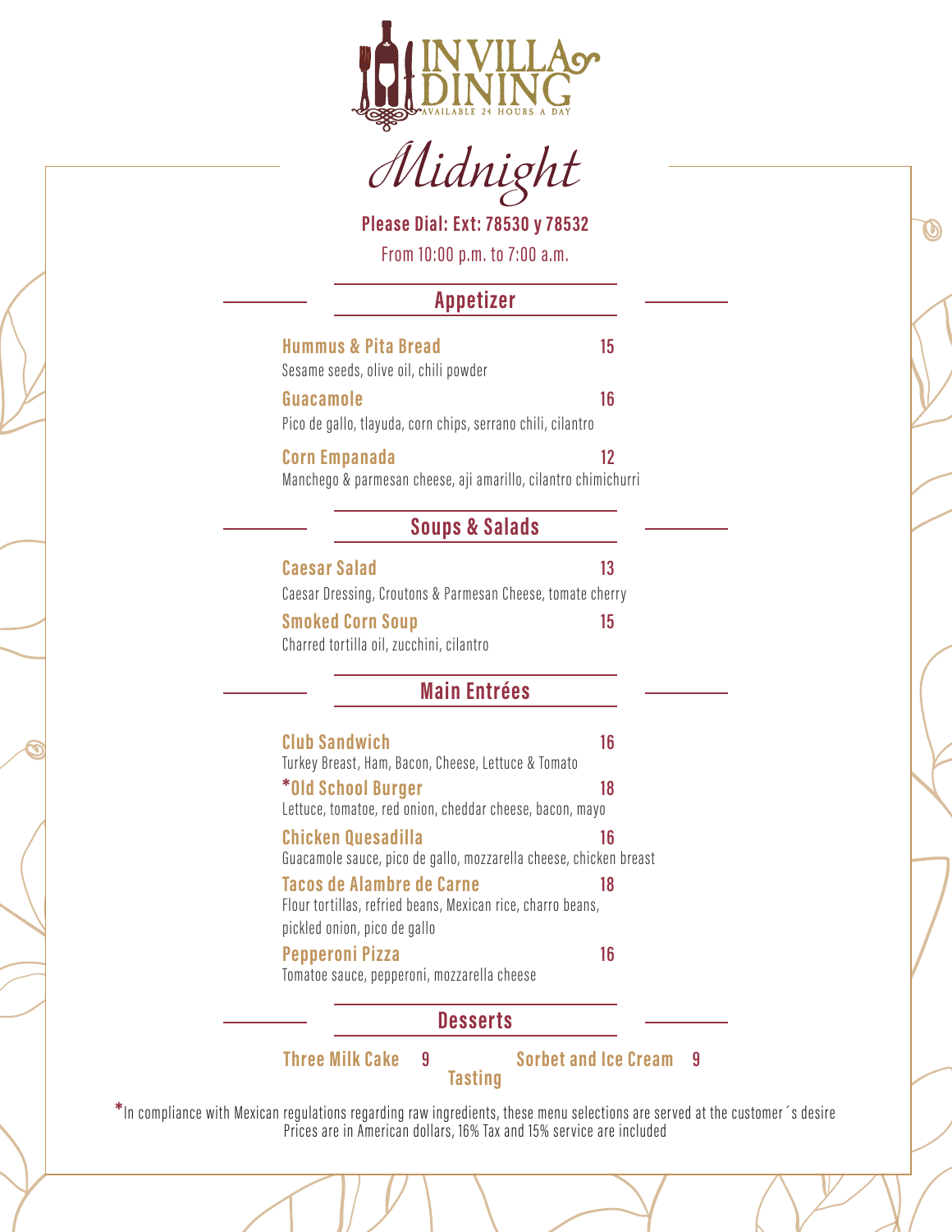# IN VILLA DINING

AVAILABLE 24 HOURS A DAY

## Midnight

**Please Dial: Ext: 78530 y 78532**

From 10:00 p.m. to 7:00 a.m.

### Appetizer

**Hummus & Pita Bread** 15
Sesame seeds, olive oil, chili powder

**Guacamole** 16
Pico de gallo, tlayuda, corn chips, serrano chili, cilantro

**Corn Empanada** 12
Manchego & parmesan cheese, aji amarillo, cilantro chimichurri

### Soups & Salads

**Caesar Salad** 13
Caesar Dressing, Croutons & Parmesan Cheese, tomate cherry

**Smoked Corn Soup** 15
Charred tortilla oil, zucchini, cilantro

### Main Entrées

**Club Sandwich** 16
Turkey Breast, Ham, Bacon, Cheese, Lettuce & Tomato

***Old School Burger** 18
Lettuce, tomatoe, red onion, cheddar cheese, bacon, mayo

**Chicken Quesadilla** 16
Guacamole sauce, pico de gallo, mozzarella cheese, chicken breast

**Tacos de Alambre de Carne** 18
Flour tortillas, refried beans, Mexican rice, charro beans, pickled onion, pico de gallo

**Pepperoni Pizza** 16
Tomatoe sauce, pepperoni, mozzarella cheese

### Desserts

**Three Milk Cake** 9

**Sorbet and Ice Cream Tasting** 9

*In compliance with Mexican regulations regarding raw ingredients, these menu selections are served at the customer´s desire
Prices are in American dollars, 16% Tax and 15% service are included